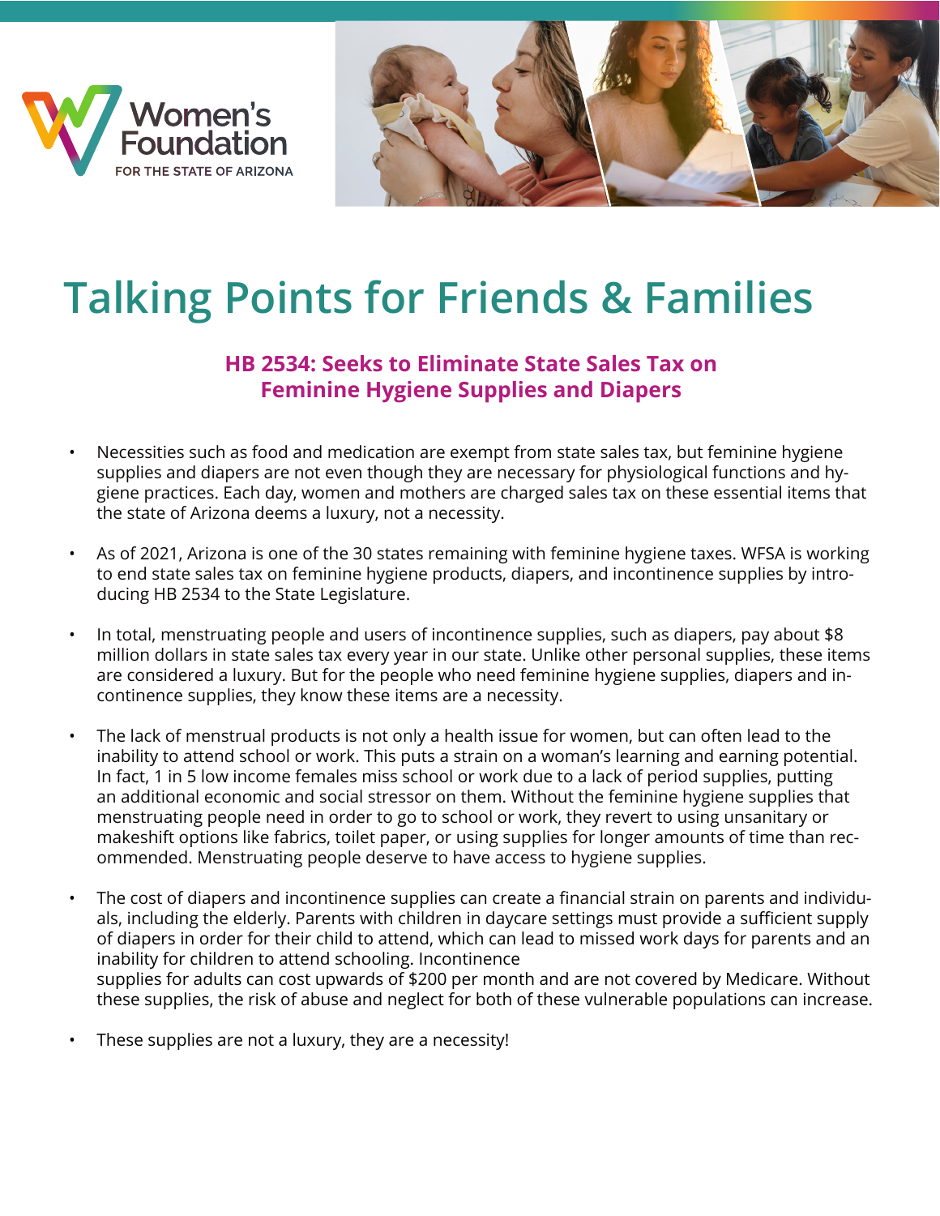Women's Foundation FOR THE STATE OF ARIZONA

# Talking Points for Friends & Families

## HB 2534: Seeks to Eliminate State Sales Tax on Feminine Hygiene Supplies and Diapers

- Necessities such as food and medication are exempt from state sales tax, but feminine hygiene supplies and diapers are not even though they are necessary for physiological functions and hygiene practices. Each day, women and mothers are charged sales tax on these essential items that the state of Arizona deems a luxury, not a necessity.

- As of 2021, Arizona is one of the 30 states remaining with feminine hygiene taxes. WFSA is working to end state sales tax on feminine hygiene products, diapers, and incontinence supplies by introducing HB 2534 to the State Legislature.

- In total, menstruating people and users of incontinence supplies, such as diapers, pay about $8 million dollars in state sales tax every year in our state. Unlike other personal supplies, these items are considered a luxury. But for the people who need feminine hygiene supplies, diapers and incontinence supplies, they know these items are a necessity.

- The lack of menstrual products is not only a health issue for women, but can often lead to the inability to attend school or work. This puts a strain on a woman's learning and earning potential. In fact, 1 in 5 low income females miss school or work due to a lack of period supplies, putting an additional economic and social stressor on them. Without the feminine hygiene supplies that menstruating people need in order to go to school or work, they revert to using unsanitary or makeshift options like fabrics, toilet paper, or using supplies for longer amounts of time than recommended. Menstruating people deserve to have access to hygiene supplies.

- The cost of diapers and incontinence supplies can create a financial strain on parents and individuals, including the elderly. Parents with children in daycare settings must provide a sufficient supply of diapers in order for their child to attend, which can lead to missed work days for parents and an inability for children to attend schooling. Incontinence supplies for adults can cost upwards of $200 per month and are not covered by Medicare. Without these supplies, the risk of abuse and neglect for both of these vulnerable populations can increase.

- These supplies are not a luxury, they are a necessity!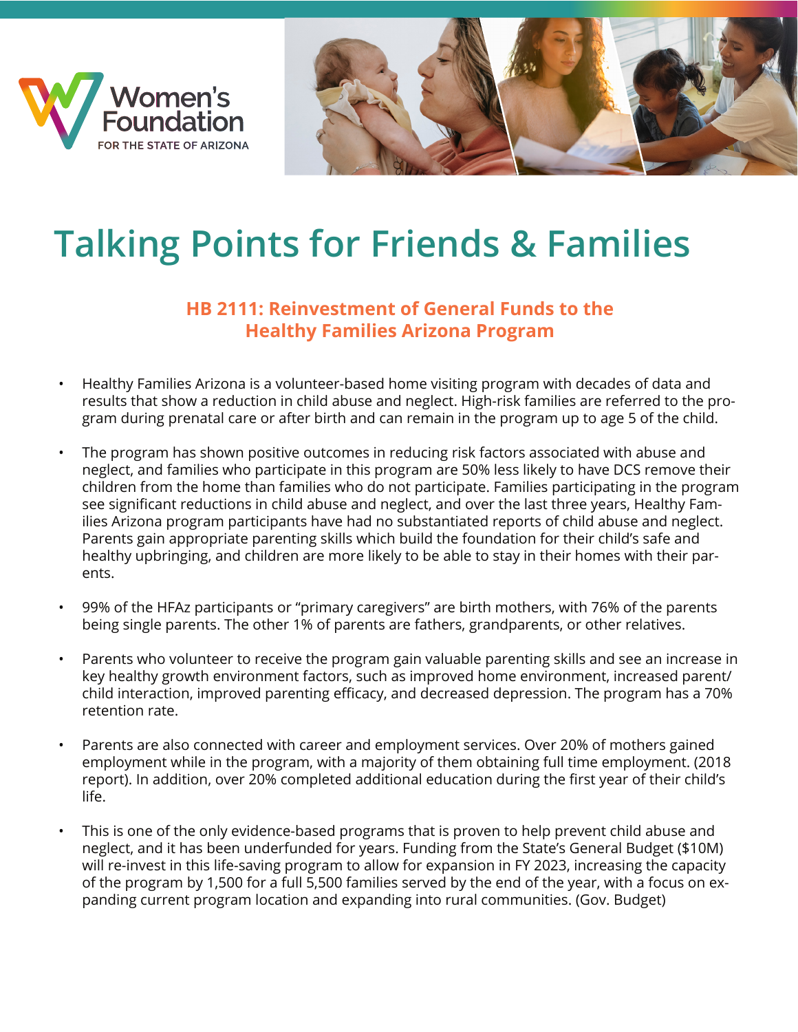Women's Foundation
FOR THE STATE OF ARIZONA

# Talking Points for Friends & Families

## HB 2111: Reinvestment of General Funds to the Healthy Families Arizona Program

- Healthy Families Arizona is a volunteer-based home visiting program with decades of data and results that show a reduction in child abuse and neglect. High-risk families are referred to the program during prenatal care or after birth and can remain in the program up to age 5 of the child.
- The program has shown positive outcomes in reducing risk factors associated with abuse and neglect, and families who participate in this program are 50% less likely to have DCS remove their children from the home than families who do not participate. Families participating in the program see significant reductions in child abuse and neglect, and over the last three years, Healthy Families Arizona program participants have had no substantiated reports of child abuse and neglect. Parents gain appropriate parenting skills which build the foundation for their child's safe and healthy upbringing, and children are more likely to be able to stay in their homes with their parents.
- 99% of the HFAz participants or "primary caregivers" are birth mothers, with 76% of the parents being single parents. The other 1% of parents are fathers, grandparents, or other relatives.
- Parents who volunteer to receive the program gain valuable parenting skills and see an increase in key healthy growth environment factors, such as improved home environment, increased parent/child interaction, improved parenting efficacy, and decreased depression. The program has a 70% retention rate.
- Parents are also connected with career and employment services. Over 20% of mothers gained employment while in the program, with a majority of them obtaining full time employment. (2018 report). In addition, over 20% completed additional education during the first year of their child's life.
- This is one of the only evidence-based programs that is proven to help prevent child abuse and neglect, and it has been underfunded for years. Funding from the State's General Budget ($10M) will re-invest in this life-saving program to allow for expansion in FY 2023, increasing the capacity of the program by 1,500 for a full 5,500 families served by the end of the year, with a focus on expanding current program location and expanding into rural communities. (Gov. Budget)